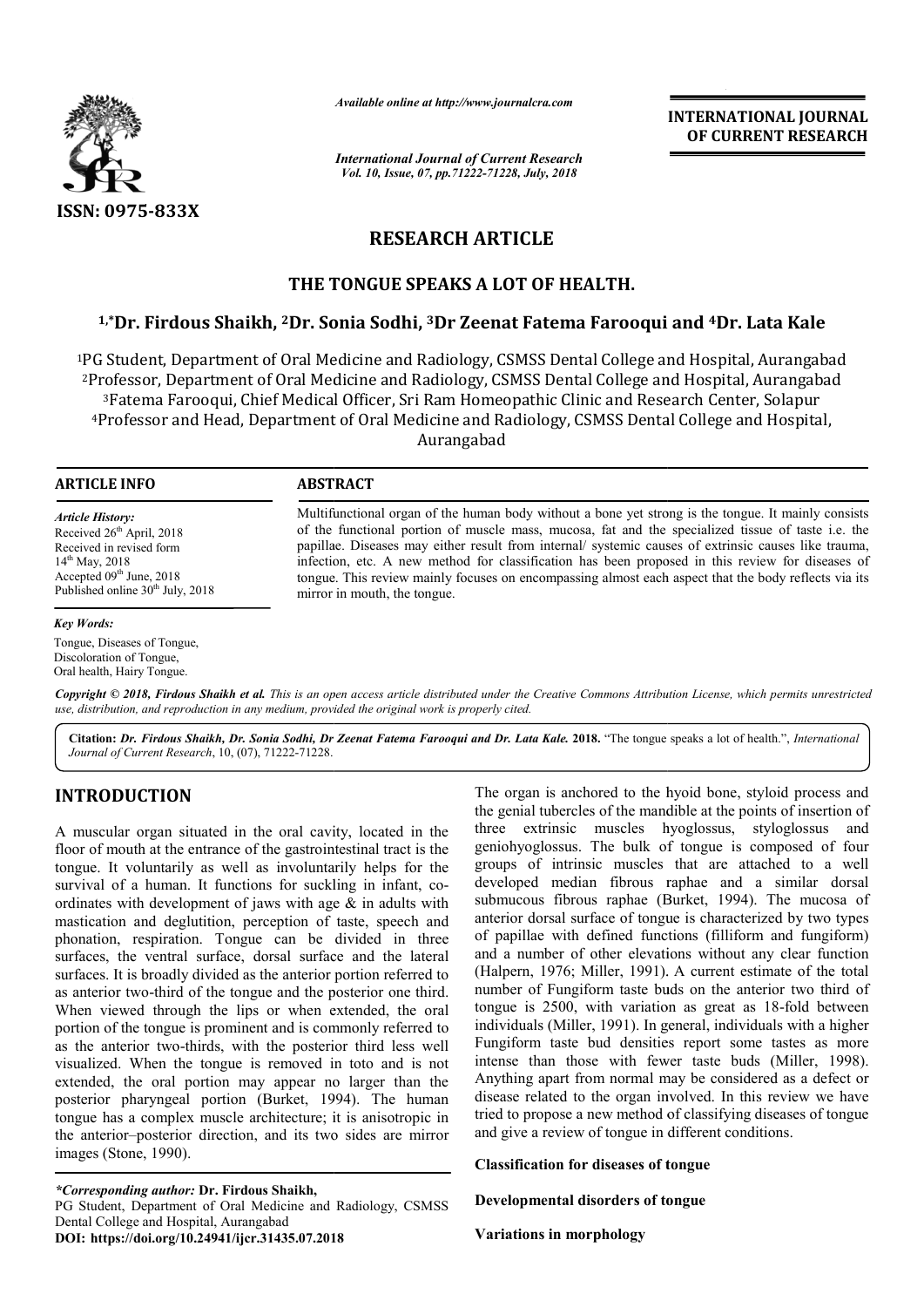Available online at http://www.journalcra.com

International Journal of Current Research
Vol. 10, Issue, 07, pp.71222-71228, July, 2018

ISSN: 0975-833X

INTERNATIONAL JOURNAL OF CURRENT RESEARCH

# RESEARCH ARTICLE

# THE TONGUE SPEAKS A LOT OF HEALTH.

**[1,*]Dr. Firdous Shaikh, [2]Dr. Sonia Sodhi, [3]Dr Zeenat Fatema Farooqui and [4]Dr. Lata Kale**

[1]PG Student, Department of Oral Medicine and Radiology, CSMSS Dental College and Hospital, Aurangabad
[2]Professor, Department of Oral Medicine and Radiology, CSMSS Dental College and Hospital, Aurangabad
[3]Fatema Farooqui, Chief Medical Officer, Sri Ram Homeopathic Clinic and Research Center, Solapur
[4]Professor and Head, Department of Oral Medicine and Radiology, CSMSS Dental College and Hospital, Aurangabad

**ARTICLE INFO**

*Article History:*
Received 26th April, 2018
Received in revised form
14th May, 2018
Accepted 09th June, 2018
Published online 30th July, 2018

*Key Words:*
Tongue, Diseases of Tongue, Discoloration of Tongue, Oral health, Hairy Tongue.

**ABSTRACT**

Multifunctional organ of the human body without a bone yet strong is the tongue. It mainly consists of the functional portion of muscle mass, mucosa, fat and the specialized tissue of taste i.e. the papillae. Diseases may either result from internal/ systemic causes of extrinsic causes like trauma, infection, etc. A new method for classification has been proposed in this review for diseases of tongue. This review mainly focuses on encompassing almost each aspect that the body reflects via its mirror in mouth, the tongue.

*Copyright © 2018, Firdous Shaikh et al. This is an open access article distributed under the Creative Commons Attribution License, which permits unrestricted use, distribution, and reproduction in any medium, provided the original work is properly cited.*

**Citation:** *Dr. Firdous Shaikh, Dr. Sonia Sodhi, Dr Zeenat Fatema Farooqui and Dr. Lata Kale.* **2018.** "The tongue speaks a lot of health.", *International Journal of Current Research*, 10, (07), 71222-71228.

## INTRODUCTION

A muscular organ situated in the oral cavity, located in the floor of mouth at the entrance of the gastrointestinal tract is the tongue. It voluntarily as well as involuntarily helps for the survival of a human. It functions for suckling in infant, co-ordinates with development of jaws with age & in adults with mastication and deglutition, perception of taste, speech and phonation, respiration. Tongue can be divided in three surfaces, the ventral surface, dorsal surface and the lateral surfaces. It is broadly divided as the anterior portion referred to as anterior two-third of the tongue and the posterior one third. When viewed through the lips or when extended, the oral portion of the tongue is prominent and is commonly referred to as the anterior two-thirds, with the posterior third less well visualized. When the tongue is removed in toto and is not extended, the oral portion may appear no larger than the posterior pharyngeal portion (Burket, 1994). The human tongue has a complex muscle architecture; it is anisotropic in the anterior–posterior direction, and its two sides are mirror images (Stone, 1990).

The organ is anchored to the hyoid bone, styloid process and the genial tubercles of the mandible at the points of insertion of three extrinsic muscles hyoglossus, styloglossus and geniohyoglossus. The bulk of tongue is composed of four groups of intrinsic muscles that are attached to a well developed median fibrous raphae and a similar dorsal submucous fibrous raphae (Burket, 1994). The mucosa of anterior dorsal surface of tongue is characterized by two types of papillae with defined functions (filliform and fungiform) and a number of other elevations without any clear function (Halpern, 1976; Miller, 1991). A current estimate of the total number of Fungiform taste buds on the anterior two third of tongue is 2500, with variation as great as 18-fold between individuals (Miller, 1991). In general, individuals with a higher Fungiform taste bud densities report some tastes as more intense than those with fewer taste buds (Miller, 1998). Anything apart from normal may be considered as a defect or disease related to the organ involved. In this review we have tried to propose a new method of classifying diseases of tongue and give a review of tongue in different conditions.

**Classification for diseases of tongue**

**Developmental disorders of tongue**

**Variations in morphology**

**\*Corresponding author:** Dr. Firdous Shaikh,
PG Student, Department of Oral Medicine and Radiology, CSMSS Dental College and Hospital, Aurangabad
**DOI: https://doi.org/10.24941/ijcr.31435.07.2018**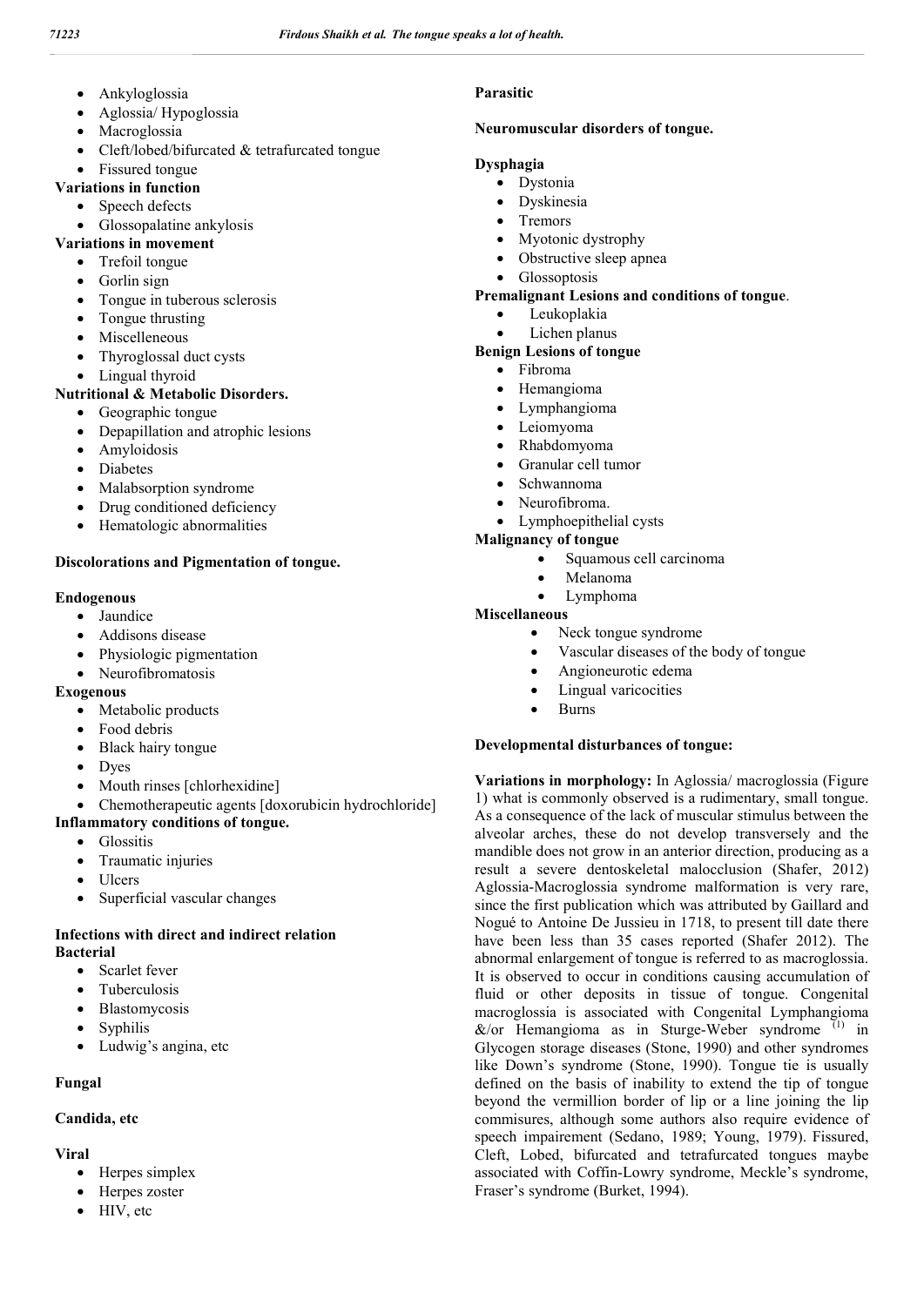- Ankyloglossia
- Aglossia/ Hypoglossia
- Macroglossia
- Cleft/lobed/bifurcated & tetrafurcated tongue
- Fissured tongue

**Variations in function**

- Speech defects
- Glossopalatine ankylosis

**Variations in movement**

- Trefoil tongue
- Gorlin sign
- Tongue in tuberous sclerosis
- Tongue thrusting
- Miscelleneous
- Thyroglossal duct cysts
- Lingual thyroid

**Nutritional & Metabolic Disorders.**

- Geographic tongue
- Depapillation and atrophic lesions
- Amyloidosis
- Diabetes
- Malabsorption syndrome
- Drug conditioned deficiency
- Hematologic abnormalities

**Discolorations and Pigmentation of tongue.**

**Endogenous**

- Jaundice
- Addisons disease
- Physiologic pigmentation
- Neurofibromatosis

**Exogenous**

- Metabolic products
- Food debris
- Black hairy tongue
- Dyes
- Mouth rinses [chlorhexidine]
- Chemotherapeutic agents [doxorubicin hydrochloride]

**Inflammatory conditions of tongue.**

- Glossitis
- Traumatic injuries
- Ulcers
- Superficial vascular changes

**Infections with direct and indirect relation**

**Bacterial**

- Scarlet fever
- Tuberculosis
- Blastomycosis
- Syphilis
- Ludwig's angina, etc

**Fungal**

**Candida, etc**

**Viral**

- Herpes simplex
- Herpes zoster
- HIV, etc

**Parasitic**

**Neuromuscular disorders of tongue.**

**Dysphagia**

- Dystonia
- Dyskinesia
- Tremors
- Myotonic dystrophy
- Obstructive sleep apnea
- Glossoptosis

**Premalignant Lesions and conditions of tongue**.

- Leukoplakia
- Lichen planus

**Benign Lesions of tongue**

- Fibroma
- Hemangioma
- Lymphangioma
- Leiomyoma
- Rhabdomyoma
- Granular cell tumor
- Schwannoma
- Neurofibroma.
- Lymphoepithelial cysts

**Malignancy of tongue**

- Squamous cell carcinoma
- Melanoma
- Lymphoma

**Miscellaneous**

- Neck tongue syndrome
- Vascular diseases of the body of tongue
- Angioneurotic edema
- Lingual varicocities
- Burns

**Developmental disturbances of tongue:**

**Variations in morphology:** In Aglossia/ macroglossia (Figure 1) what is commonly observed is a rudimentary, small tongue. As a consequence of the lack of muscular stimulus between the alveolar arches, these do not develop transversely and the mandible does not grow in an anterior direction, producing as a result a severe dentoskeletal malocclusion (Shafer, 2012) Aglossia-Macroglossia syndrome malformation is very rare, since the first publication which was attributed by Gaillard and Nogué to Antoine De Jussieu in 1718, to present till date there have been less than 35 cases reported (Shafer 2012). The abnormal enlargement of tongue is referred to as macroglossia. It is observed to occur in conditions causing accumulation of fluid or other deposits in tissue of tongue. Congenital macroglossia is associated with Congenital Lymphangioma &/or Hemangioma as in Sturge-Weber syndrome [1] in Glycogen storage diseases (Stone, 1990) and other syndromes like Down's syndrome (Stone, 1990). Tongue tie is usually defined on the basis of inability to extend the tip of tongue beyond the vermillion border of lip or a line joining the lip commisures, although some authors also require evidence of speech impairement (Sedano, 1989; Young, 1979). Fissured, Cleft, Lobed, bifurcated and tetrafurcated tongues maybe associated with Coffin-Lowry syndrome, Meckle's syndrome, Fraser's syndrome (Burket, 1994).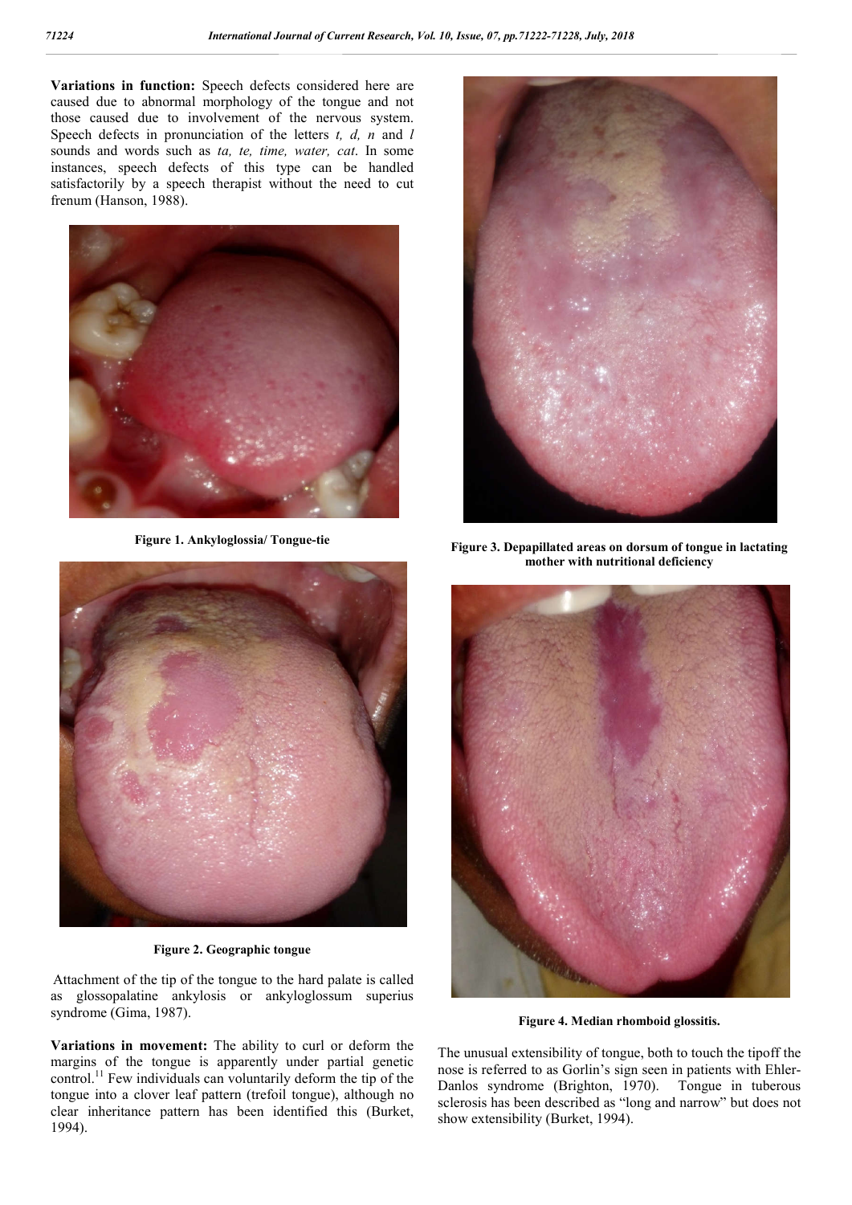**Variations in function:** Speech defects considered here are caused due to abnormal morphology of the tongue and not those caused due to involvement of the nervous system. Speech defects in pronunciation of the letters *t, d, n* and *l* sounds and words such as *ta, te, time, water, cat*. In some instances, speech defects of this type can be handled satisfactorily by a speech therapist without the need to cut frenum (Hanson, 1988).

**Figure 1. Ankyloglossia/ Tongue-tie**

**Figure 2. Geographic tongue**

Attachment of the tip of the tongue to the hard palate is called as glossopalatine ankylosis or ankyloglossum superius syndrome (Gima, 1987).

**Variations in movement:** The ability to curl or deform the margins of the tongue is apparently under partial genetic control.[11] Few individuals can voluntarily deform the tip of the tongue into a clover leaf pattern (trefoil tongue), although no clear inheritance pattern has been identified this (Burket, 1994).

**Figure 3. Depapillated areas on dorsum of tongue in lactating mother with nutritional deficiency**

**Figure 4. Median rhomboid glossitis.**

The unusual extensibility of tongue, both to touch the tipoff the nose is referred to as Gorlin's sign seen in patients with Ehler-Danlos syndrome (Brighton, 1970). Tongue in tuberous sclerosis has been described as "long and narrow" but does not show extensibility (Burket, 1994).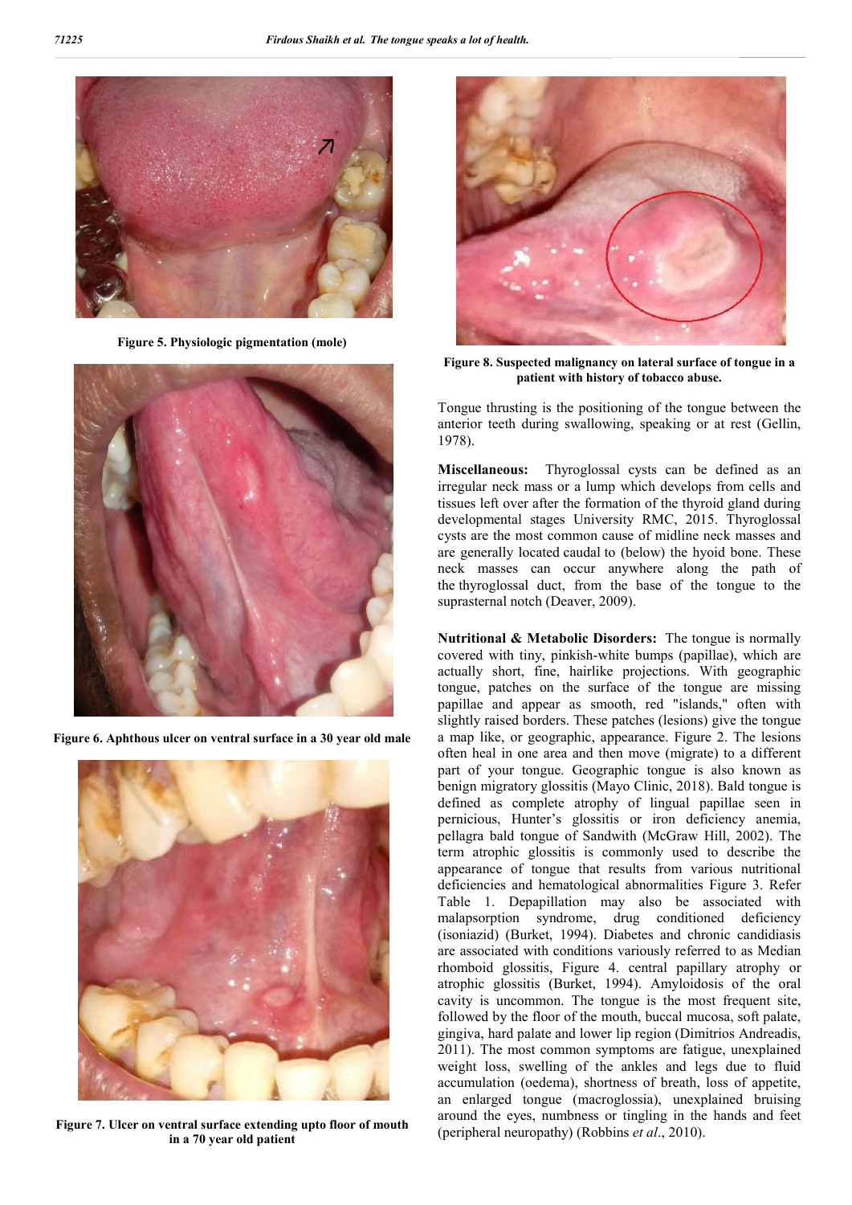Figure 5. Physiologic pigmentation (mole)

Figure 6. Aphthous ulcer on ventral surface in a 30 year old male

Figure 7. Ulcer on ventral surface extending upto floor of mouth in a 70 year old patient

Figure 8. Suspected malignancy on lateral surface of tongue in a patient with history of tobacco abuse.

Tongue thrusting is the positioning of the tongue between the anterior teeth during swallowing, speaking or at rest (Gellin, 1978).

**Miscellaneous:** Thyroglossal cysts can be defined as an irregular neck mass or a lump which develops from cells and tissues left over after the formation of the thyroid gland during developmental stages University RMC, 2015. Thyroglossal cysts are the most common cause of midline neck masses and are generally located caudal to (below) the hyoid bone. These neck masses can occur anywhere along the path of the thyroglossal duct, from the base of the tongue to the suprasternal notch (Deaver, 2009).

**Nutritional & Metabolic Disorders:** The tongue is normally covered with tiny, pinkish-white bumps (papillae), which are actually short, fine, hairlike projections. With geographic tongue, patches on the surface of the tongue are missing papillae and appear as smooth, red "islands," often with slightly raised borders. These patches (lesions) give the tongue a map like, or geographic, appearance. Figure 2. The lesions often heal in one area and then move (migrate) to a different part of your tongue. Geographic tongue is also known as benign migratory glossitis (Mayo Clinic, 2018). Bald tongue is defined as complete atrophy of lingual papillae seen in pernicious, Hunter's glossitis or iron deficiency anemia, pellagra bald tongue of Sandwith (McGraw Hill, 2002). The term atrophic glossitis is commonly used to describe the appearance of tongue that results from various nutritional deficiencies and hematological abnormalities Figure 3. Refer Table 1. Depapillation may also be associated with malapsorption syndrome, drug conditioned deficiency (isoniazid) (Burket, 1994). Diabetes and chronic candidiasis are associated with conditions variously referred to as Median rhomboid glossitis, Figure 4. central papillary atrophy or atrophic glossitis (Burket, 1994). Amyloidosis of the oral cavity is uncommon. The tongue is the most frequent site, followed by the floor of the mouth, buccal mucosa, soft palate, gingiva, hard palate and lower lip region (Dimitrios Andreadis, 2011). The most common symptoms are fatigue, unexplained weight loss, swelling of the ankles and legs due to fluid accumulation (oedema), shortness of breath, loss of appetite, an enlarged tongue (macroglossia), unexplained bruising around the eyes, numbness or tingling in the hands and feet (peripheral neuropathy) (Robbins *et al*., 2010).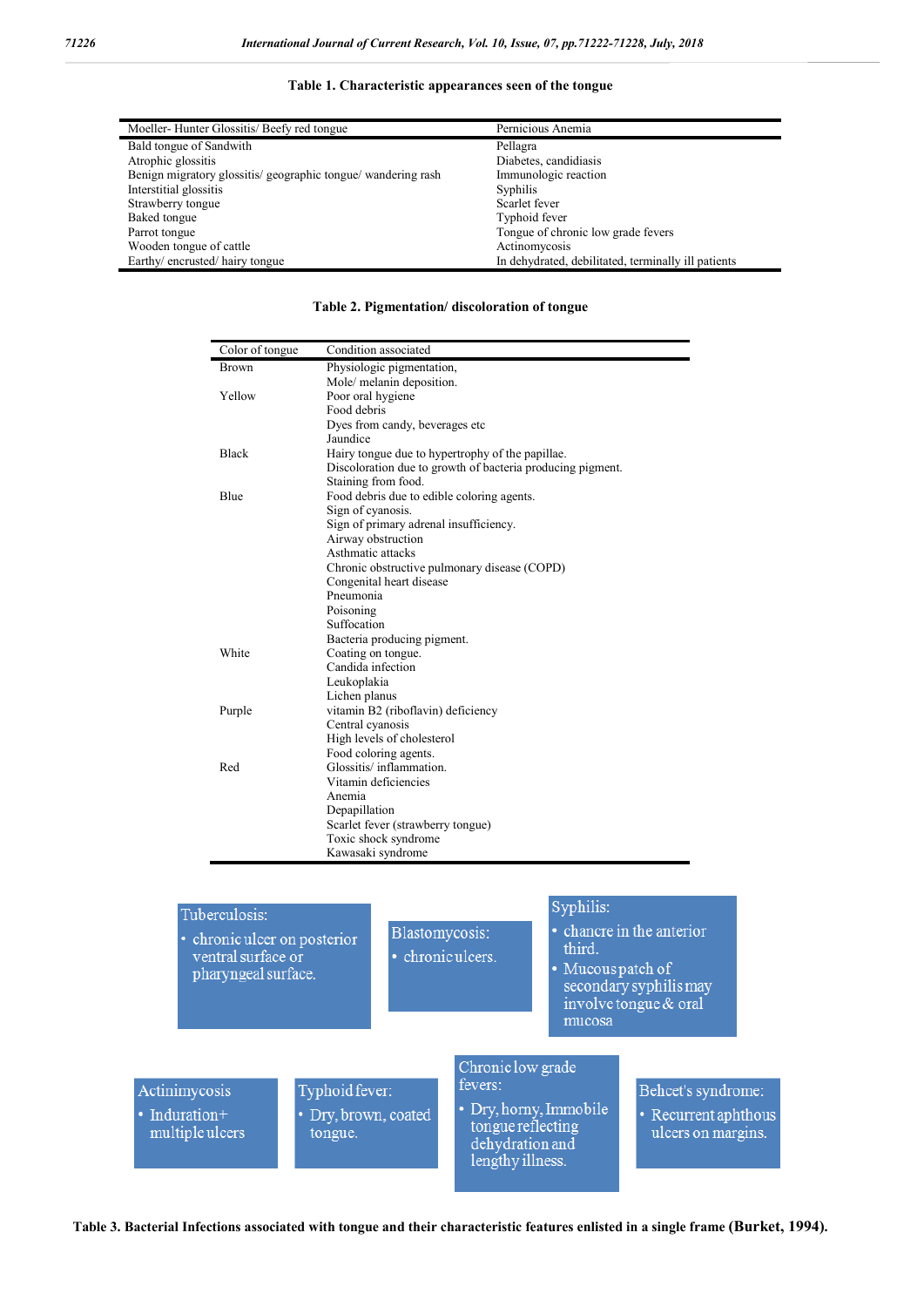**Table 1. Characteristic appearances seen of the tongue**

| Moeller- Hunter Glossitis/ Beefy red tongue | Pernicious Anemia |
|---|---|
| Bald tongue of Sandwith | Pellagra |
| Atrophic glossitis | Diabetes, candidiasis |
| Benign migratory glossitis/ geographic tongue/ wandering rash | Immunologic reaction |
| Interstitial glossitis | Syphilis |
| Strawberry tongue | Scarlet fever |
| Baked tongue | Typhoid fever |
| Parrot tongue | Tongue of chronic low grade fevers |
| Wooden tongue of cattle | Actinomycosis |
| Earthy/ encrusted/ hairy tongue | In dehydrated, debilitated, terminally ill patients |

**Table 2. Pigmentation/ discoloration of tongue**

| Color of tongue | Condition associated |
|---|---|
| Brown | Physiologic pigmentation, |
| | Mole/ melanin deposition. |
| Yellow | Poor oral hygiene |
| | Food debris |
| | Dyes from candy, beverages etc |
| | Jaundice |
| Black | Hairy tongue due to hypertrophy of the papillae. |
| | Discoloration due to growth of bacteria producing pigment. |
| | Staining from food. |
| Blue | Food debris due to edible coloring agents. |
| | Sign of cyanosis. |
| | Sign of primary adrenal insufficiency. |
| | Airway obstruction |
| | Asthmatic attacks |
| | Chronic obstructive pulmonary disease (COPD) |
| | Congenital heart disease |
| | Pneumonia |
| | Poisoning |
| | Suffocation |
| | Bacteria producing pigment. |
| White | Coating on tongue. |
| | Candida infection |
| | Leukoplakia |
| | Lichen planus |
| Purple | vitamin B2 (riboflavin) deficiency |
| | Central cyanosis |
| | High levels of cholesterol |
| | Food coloring agents. |
| Red | Glossitis/ inflammation. |
| | Vitamin deficiencies |
| | Anemia |
| | Depapillation |
| | Scarlet fever (strawberry tongue) |
| | Toxic shock syndrome |
| | Kawasaki syndrome |

Tuberculosis:
- chronic ulcer on posterior ventral surface or pharyngeal surface.

Blastomycosis:
- chronic ulcers.

Syphilis:
- chancre in the anterior third.
- Mucous patch of secondary syphilis may involve tongue & oral mucosa

Actinimycosis
- Induration+ multiple ulcers

Typhoid fever:
- Dry, brown, coated tongue.

Chronic low grade fevers:
- Dry, horny, Immobile tongue reflecting dehydration and lengthy illness.

Behcet's syndrome:
- Recurrent aphthous ulcers on margins.

**Table 3. Bacterial Infections associated with tongue and their characteristic features enlisted in a single frame (Burket, 1994).**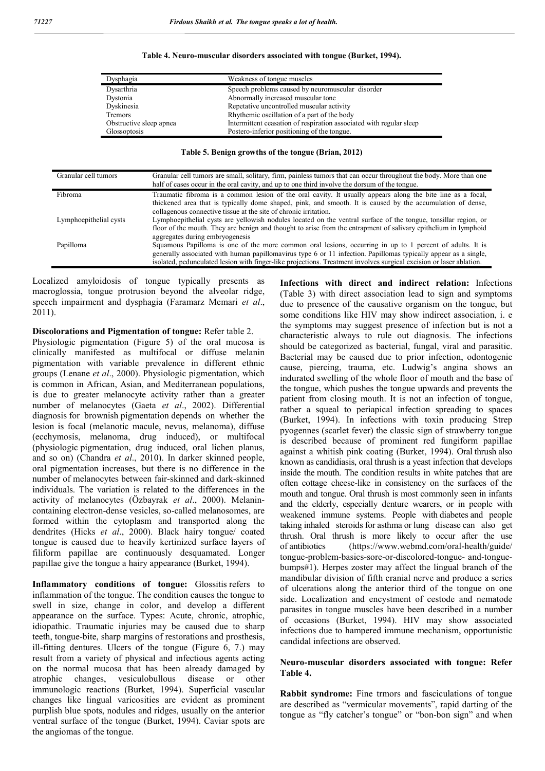**Table 4. Neuro-muscular disorders associated with tongue (Burket, 1994).**

| Dysphagia | Weakness of tongue muscles |
|---|---|
| Dysarthria | Speech problems caused by neuromuscular disorder |
| Dystonia | Abnormally increased muscular tone |
| Dyskinesia | Repetative uncontrolled muscular activity |
| Tremors | Rhythemic oscillation of a part of the body |
| Obstructive sleep apnea | Intermittent ceasation of respiration associated with regular sleep |
| Glossoptosis | Postero-inferior positioning of the tongue. |

**Table 5. Benign growths of the tongue (Brian, 2012)**

| Granular cell tumors | Granular cell tumors are small, solitary, firm, painless tumors that can occur throughout the body. More than one half of cases occur in the oral cavity, and up to one third involve the dorsum of the tongue. |
|---|---|
| Fibroma | Traumatic fibroma is a common lesion of the oral cavity. It usually appears along the bite line as a focal, thickened area that is typically dome shaped, pink, and smooth. It is caused by the accumulation of dense, collagenous connective tissue at the site of chronic irritation. |
| Lymphoepithelial cysts | Lymphoepithelial cysts are yellowish nodules located on the ventral surface of the tongue, tonsillar region, or floor of the mouth. They are benign and thought to arise from the entrapment of salivary epithelium in lymphoid aggregates during embryogenesis |
| Papilloma | Squamous Papilloma is one of the more common oral lesions, occurring in up to 1 percent of adults. It is generally associated with human papillomavirus type 6 or 11 infection. Papillomas typically appear as a single, isolated, pedunculated lesion with finger-like projections. Treatment involves surgical excision or laser ablation. |

Localized amyloidosis of tongue typically presents as macroglossia, tongue protrusion beyond the alveolar ridge, speech impairment and dysphagia (Faramarz Memari *et al*., 2011).

**Discolorations and Pigmentation of tongue:** Refer table 2.

Physiologic pigmentation (Figure 5) of the oral mucosa is clinically manifested as multifocal or diffuse melanin pigmentation with variable prevalence in different ethnic groups (Lenane *et al*., 2000). Physiologic pigmentation, which is common in African, Asian, and Mediterranean populations, is due to greater melanocyte activity rather than a greater number of melanocytes (Gaeta *et al*., 2002). Differential diagnosis for brownish pigmentation depends on whether the lesion is focal (melanotic macule, nevus, melanoma), diffuse (ecchymosis, melanoma, drug induced), or multifocal (physiologic pigmentation, drug induced, oral lichen planus, and so on) (Chandra *et al*., 2010). In darker skinned people, oral pigmentation increases, but there is no difference in the number of melanocytes between fair-skinned and dark-skinned individuals. The variation is related to the differences in the activity of melanocytes (Özbayrak *et al*., 2000). Melanin-containing electron-dense vesicles, so-called melanosomes, are formed within the cytoplasm and transported along the dendrites (Hicks *et al*., 2000). Black hairy tongue/ coated tongue is caused due to heavily kertinized surface layers of filiform papillae are continuously desquamated. Longer papillae give the tongue a hairy appearance (Burket, 1994).

**Inflammatory conditions of tongue:** Glossitis refers to inflammation of the tongue. The condition causes the tongue to swell in size, change in color, and develop a different appearance on the surface. Types: Acute, chronic, atrophic, idiopathic. Traumatic injuries may be caused due to sharp teeth, tongue-bite, sharp margins of restorations and prosthesis, ill-fitting dentures. Ulcers of the tongue (Figure 6, 7.) may result from a variety of physical and infectious agents acting on the normal mucosa that has been already damaged by atrophic changes, vesiculobullous disease or other immunologic reactions (Burket, 1994). Superficial vascular changes like lingual varicosities are evident as prominent purplish blue spots, nodules and ridges, usually on the anterior ventral surface of the tongue (Burket, 1994). Caviar spots are the angiomas of the tongue.

**Infections with direct and indirect relation:** Infections (Table 3) with direct association lead to sign and symptoms due to presence of the causative organism on the tongue, but some conditions like HIV may show indirect association, i. e the symptoms may suggest presence of infection but is not a characteristic always to rule out diagnosis. The infections should be categorized as bacterial, fungal, viral and parasitic. Bacterial may be caused due to prior infection, odontogenic cause, piercing, trauma, etc. Ludwig's angina shows an indurated swelling of the whole floor of mouth and the base of the tongue, which pushes the tongue upwards and prevents the patient from closing mouth. It is not an infection of tongue, rather a squeal to periapical infection spreading to spaces (Burket, 1994). In infections with toxin producing Strep pyogennes (scarlet fever) the classic sign of strawberry tongue is described because of prominent red fungiform papillae against a whitish pink coating (Burket, 1994). Oral thrush also known as candidiasis, oral thrush is a yeast infection that develops inside the mouth. The condition results in white patches that are often cottage cheese-like in consistency on the surfaces of the mouth and tongue. Oral thrush is most commonly seen in infants and the elderly, especially denture wearers, or in people with weakened immune systems. People with diabetes and people taking inhaled steroids for asthma or lung disease can also get thrush. Oral thrush is more likely to occur after the use of antibiotics (https://www.webmd.com/oral-health/guide/tongue-problem-basics-sore-or-discolored-tongue- and-tongue-bumps#1). Herpes zoster may affect the lingual branch of the mandibular division of fifth cranial nerve and produce a series of ulcerations along the anterior third of the tongue on one side. Localization and encystment of cestode and nematode parasites in tongue muscles have been described in a number of occasions (Burket, 1994). HIV may show associated infections due to hampered immune mechanism, opportunistic candidal infections are observed.

**Neuro-muscular disorders associated with tongue: Refer Table 4.**

**Rabbit syndrome:** Fine trmors and fasciculations of tongue are described as "vermicular movements", rapid darting of the tongue as "fly catcher's tongue" or "bon-bon sign" and when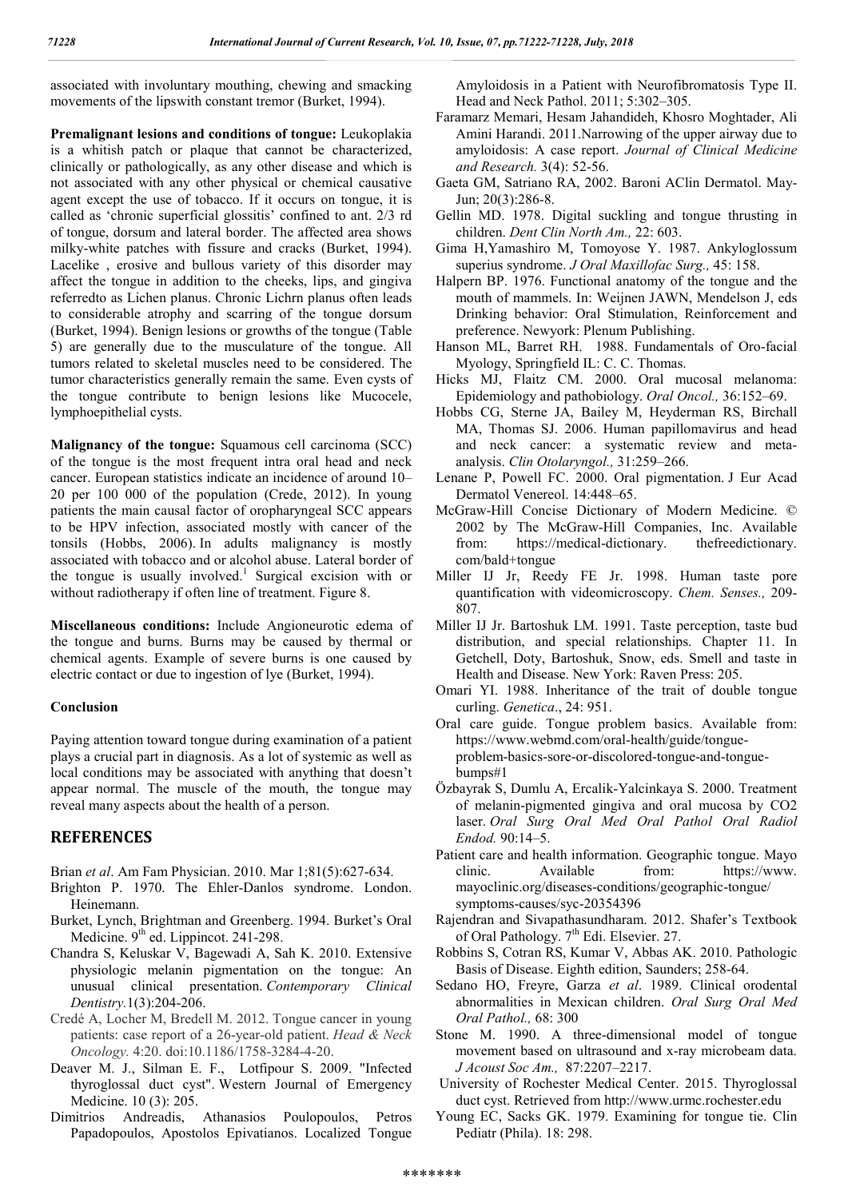associated with involuntary mouthing, chewing and smacking movements of the lipswith constant tremor (Burket, 1994).

**Premalignant lesions and conditions of tongue:** Leukoplakia is a whitish patch or plaque that cannot be characterized, clinically or pathologically, as any other disease and which is not associated with any other physical or chemical causative agent except the use of tobacco. If it occurs on tongue, it is called as 'chronic superficial glossitis' confined to ant. 2/3 rd of tongue, dorsum and lateral border. The affected area shows milky-white patches with fissure and cracks (Burket, 1994). Lacelike , erosive and bullous variety of this disorder may affect the tongue in addition to the cheeks, lips, and gingiva referredto as Lichen planus. Chronic Lichrn planus often leads to considerable atrophy and scarring of the tongue dorsum (Burket, 1994). Benign lesions or growths of the tongue (Table 5) are generally due to the musculature of the tongue. All tumors related to skeletal muscles need to be considered. The tumor characteristics generally remain the same. Even cysts of the tongue contribute to benign lesions like Mucocele, lymphoepithelial cysts.

**Malignancy of the tongue:** Squamous cell carcinoma (SCC) of the tongue is the most frequent intra oral head and neck cancer. European statistics indicate an incidence of around 10–20 per 100 000 of the population (Crede, 2012). In young patients the main causal factor of oropharyngeal SCC appears to be HPV infection, associated mostly with cancer of the tonsils (Hobbs, 2006). In adults malignancy is mostly associated with tobacco and or alcohol abuse. Lateral border of the tongue is usually involved.[1] Surgical excision with or without radiotherapy if often line of treatment. Figure 8.

**Miscellaneous conditions:** Include Angioneurotic edema of the tongue and burns. Burns may be caused by thermal or chemical agents. Example of severe burns is one caused by electric contact or due to ingestion of lye (Burket, 1994).

### Conclusion

Paying attention toward tongue during examination of a patient plays a crucial part in diagnosis. As a lot of systemic as well as local conditions may be associated with anything that doesn't appear normal. The muscle of the mouth, the tongue may reveal many aspects about the health of a person.

## REFERENCES

Brian *et al*. Am Fam Physician. 2010. Mar 1;81(5):627-634.

Brighton P. 1970. The Ehler-Danlos syndrome. London. Heinemann.

Burket, Lynch, Brightman and Greenberg. 1994. Burket's Oral Medicine. 9th ed. Lippincot. 241-298.

Chandra S, Keluskar V, Bagewadi A, Sah K. 2010. Extensive physiologic melanin pigmentation on the tongue: An unusual clinical presentation. *Contemporary Clinical Dentistry.*1(3):204-206.

Credé A, Locher M, Bredell M. 2012. Tongue cancer in young patients: case report of a 26-year-old patient. *Head & Neck Oncology.* 4:20. doi:10.1186/1758-3284-4-20.

Deaver M. J., Silman E. F., Lotfipour S. 2009. "Infected thyroglossal duct cyst". Western Journal of Emergency Medicine. 10 (3): 205.

Dimitrios Andreadis, Athanasios Poulopoulos, Petros Papadopoulos, Apostolos Epivatianos. Localized Tongue Amyloidosis in a Patient with Neurofibromatosis Type II. Head and Neck Pathol. 2011; 5:302–305.

Faramarz Memari, Hesam Jahandideh, Khosro Moghtader, Ali Amini Harandi. 2011.Narrowing of the upper airway due to amyloidosis: A case report. *Journal of Clinical Medicine and Research.* 3(4): 52-56.

Gaeta GM, Satriano RA, 2002. Baroni AClin Dermatol. May-Jun; 20(3):286-8.

Gellin MD. 1978. Digital suckling and tongue thrusting in children. *Dent Clin North Am.,* 22: 603.

Gima H,Yamashiro M, Tomoyose Y. 1987. Ankyloglossum superius syndrome. *J Oral Maxillofac Surg.,* 45: 158.

Halpern BP. 1976. Functional anatomy of the tongue and the mouth of mammels. In: Weijnen JAWN, Mendelson J, eds Drinking behavior: Oral Stimulation, Reinforcement and preference. Newyork: Plenum Publishing.

Hanson ML, Barret RH. 1988. Fundamentals of Oro-facial Myology, Springfield IL: C. C. Thomas.

Hicks MJ, Flaitz CM. 2000. Oral mucosal melanoma: Epidemiology and pathobiology. *Oral Oncol.,* 36:152–69.

Hobbs CG, Sterne JA, Bailey M, Heyderman RS, Birchall MA, Thomas SJ. 2006. Human papillomavirus and head and neck cancer: a systematic review and meta-analysis. *Clin Otolaryngol.,* 31:259–266.

Lenane P, Powell FC. 2000. Oral pigmentation. J Eur Acad Dermatol Venereol. 14:448–65.

McGraw-Hill Concise Dictionary of Modern Medicine. © 2002 by The McGraw-Hill Companies, Inc. Available from: https://medical-dictionary. thefreedictionary. com/bald+tongue

Miller IJ Jr, Reedy FE Jr. 1998. Human taste pore quantification with videomicroscopy. *Chem. Senses.,* 209-807.

Miller IJ Jr. Bartoshuk LM. 1991. Taste perception, taste bud distribution, and special relationships. Chapter 11. In Getchell, Doty, Bartoshuk, Snow, eds. Smell and taste in Health and Disease. New York: Raven Press: 205.

Omari YI. 1988. Inheritance of the trait of double tongue curling. *Genetica*., 24: 951.

Oral care guide. Tongue problem basics. Available from: https://www.webmd.com/oral-health/guide/tongue-problem-basics-sore-or-discolored-tongue-and-tongue-bumps#1

Özbayrak S, Dumlu A, Ercalik-Yalcinkaya S. 2000. Treatment of melanin-pigmented gingiva and oral mucosa by CO2 laser. *Oral Surg Oral Med Oral Pathol Oral Radiol Endod.* 90:14–5.

Patient care and health information. Geographic tongue. Mayo clinic. Available from: https://www. mayoclinic.org/diseases-conditions/geographic-tongue/ symptoms-causes/syc-20354396

Rajendran and Sivapathasundharam. 2012. Shafer's Textbook of Oral Pathology. 7th Edi. Elsevier. 27.

Robbins S, Cotran RS, Kumar V, Abbas AK. 2010. Pathologic Basis of Disease. Eighth edition, Saunders; 258-64.

Sedano HO, Freyre, Garza *et al*. 1989. Clinical orodental abnormalities in Mexican children. *Oral Surg Oral Med Oral Pathol.,* 68: 300

Stone M. 1990. A three-dimensional model of tongue movement based on ultrasound and x-ray microbeam data. *J Acoust Soc Am.,* 87:2207–2217.

University of Rochester Medical Center. 2015. Thyroglossal duct cyst. Retrieved from http://www.urmc.rochester.edu

Young EC, Sacks GK. 1979. Examining for tongue tie. Clin Pediatr (Phila). 18: 298.

\*\*\*\*\*\*\*